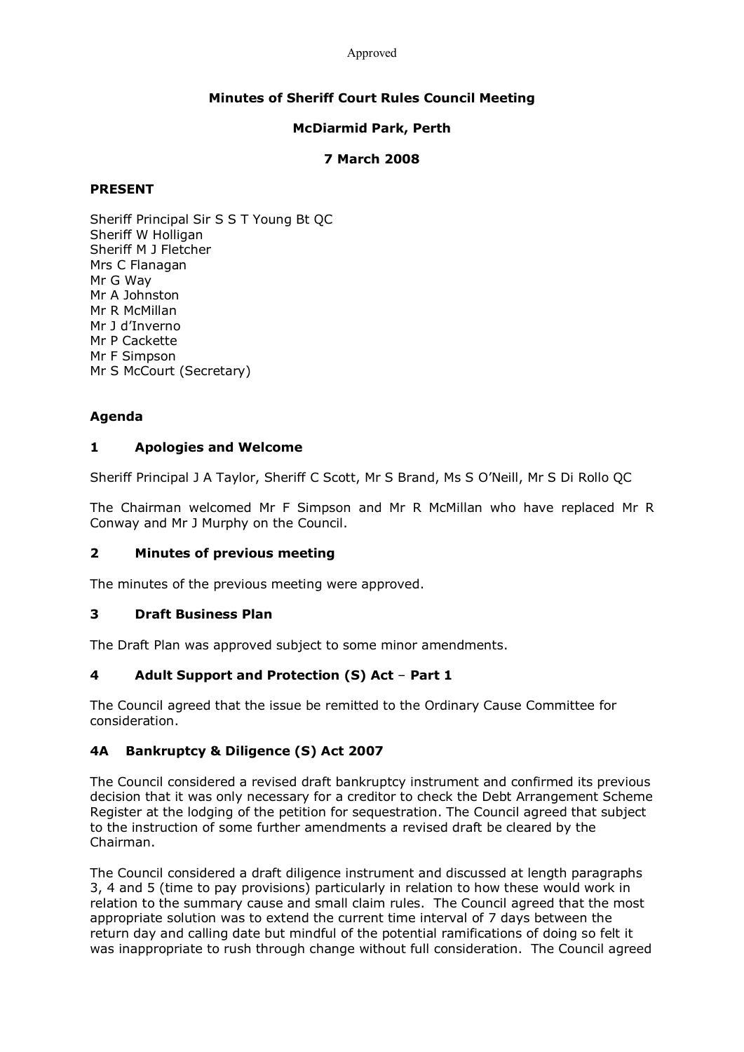Approved

# Minutes of Sheriff Court Rules Council Meeting

## McDiarmid Park, Perth

## 7 March 2008

**PRESENT**

Sheriff Principal Sir S S T Young Bt QC
Sheriff W Holligan
Sheriff M J Fletcher
Mrs C Flanagan
Mr G Way
Mr A Johnston
Mr R McMillan
Mr J d'Inverno
Mr P Cackette
Mr F Simpson
Mr S McCourt (Secretary)

**Agenda**

### 1 Apologies and Welcome

Sheriff Principal J A Taylor, Sheriff C Scott, Mr S Brand, Ms S O'Neill, Mr S Di Rollo QC

The Chairman welcomed Mr F Simpson and Mr R McMillan who have replaced Mr R Conway and Mr J Murphy on the Council.

### 2 Minutes of previous meeting

The minutes of the previous meeting were approved.

### 3 Draft Business Plan

The Draft Plan was approved subject to some minor amendments.

### 4 Adult Support and Protection (S) Act – Part 1

The Council agreed that the issue be remitted to the Ordinary Cause Committee for consideration.

### 4A Bankruptcy & Diligence (S) Act 2007

The Council considered a revised draft bankruptcy instrument and confirmed its previous decision that it was only necessary for a creditor to check the Debt Arrangement Scheme Register at the lodging of the petition for sequestration. The Council agreed that subject to the instruction of some further amendments a revised draft be cleared by the Chairman.

The Council considered a draft diligence instrument and discussed at length paragraphs 3, 4 and 5 (time to pay provisions) particularly in relation to how these would work in relation to the summary cause and small claim rules. The Council agreed that the most appropriate solution was to extend the current time interval of 7 days between the return day and calling date but mindful of the potential ramifications of doing so felt it was inappropriate to rush through change without full consideration. The Council agreed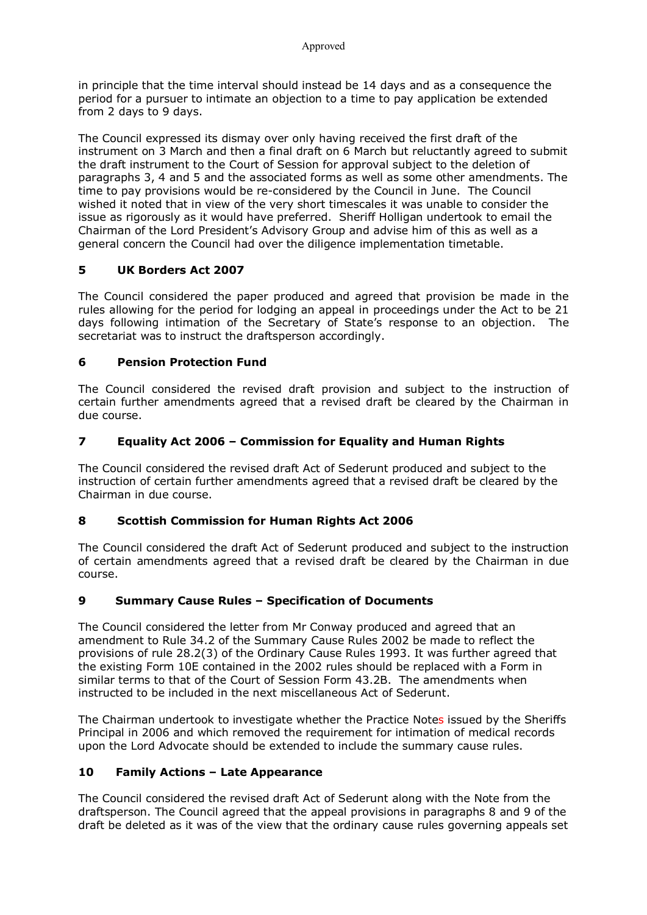in principle that the time interval should instead be 14 days and as a consequence the period for a pursuer to intimate an objection to a time to pay application be extended from 2 days to 9 days.

The Council expressed its dismay over only having received the first draft of the instrument on 3 March and then a final draft on 6 March but reluctantly agreed to submit the draft instrument to the Court of Session for approval subject to the deletion of paragraphs 3, 4 and 5 and the associated forms as well as some other amendments. The time to pay provisions would be re-considered by the Council in June. The Council wished it noted that in view of the very short timescales it was unable to consider the issue as rigorously as it would have preferred. Sheriff Holligan undertook to email the Chairman of the Lord President's Advisory Group and advise him of this as well as a general concern the Council had over the diligence implementation timetable.

## 5 UK Borders Act 2007

The Council considered the paper produced and agreed that provision be made in the rules allowing for the period for lodging an appeal in proceedings under the Act to be 21 days following intimation of the Secretary of State's response to an objection. The secretariat was to instruct the draftsperson accordingly.

## 6 Pension Protection Fund

The Council considered the revised draft provision and subject to the instruction of certain further amendments agreed that a revised draft be cleared by the Chairman in due course.

## 7 Equality Act 2006 – Commission for Equality and Human Rights

The Council considered the revised draft Act of Sederunt produced and subject to the instruction of certain further amendments agreed that a revised draft be cleared by the Chairman in due course.

## 8 Scottish Commission for Human Rights Act 2006

The Council considered the draft Act of Sederunt produced and subject to the instruction of certain amendments agreed that a revised draft be cleared by the Chairman in due course.

## 9 Summary Cause Rules – Specification of Documents

The Council considered the letter from Mr Conway produced and agreed that an amendment to Rule 34.2 of the Summary Cause Rules 2002 be made to reflect the provisions of rule 28.2(3) of the Ordinary Cause Rules 1993. It was further agreed that the existing Form 10E contained in the 2002 rules should be replaced with a Form in similar terms to that of the Court of Session Form 43.2B. The amendments when instructed to be included in the next miscellaneous Act of Sederunt.

The Chairman undertook to investigate whether the Practice Notes issued by the Sheriffs Principal in 2006 and which removed the requirement for intimation of medical records upon the Lord Advocate should be extended to include the summary cause rules.

## 10 Family Actions – Late Appearance

The Council considered the revised draft Act of Sederunt along with the Note from the draftsperson. The Council agreed that the appeal provisions in paragraphs 8 and 9 of the draft be deleted as it was of the view that the ordinary cause rules governing appeals set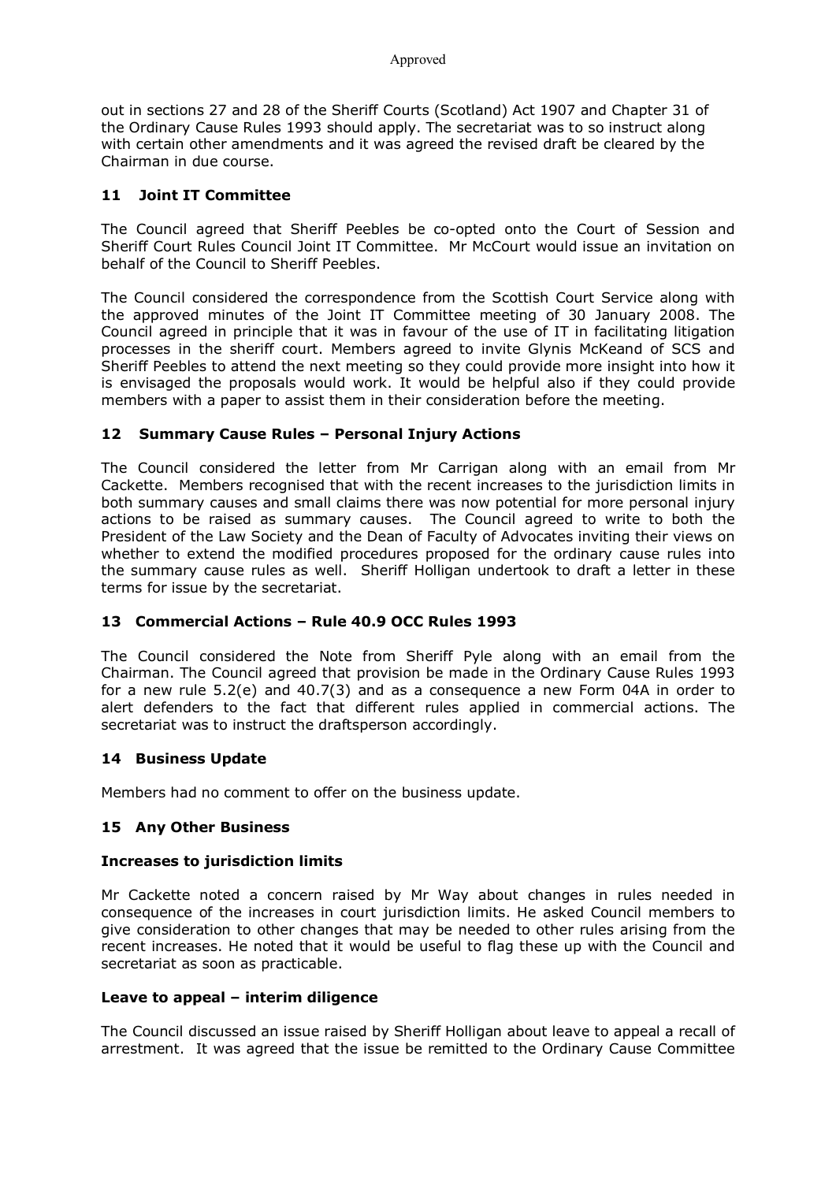out in sections 27 and 28 of the Sheriff Courts (Scotland) Act 1907 and Chapter 31 of the Ordinary Cause Rules 1993 should apply. The secretariat was to so instruct along with certain other amendments and it was agreed the revised draft be cleared by the Chairman in due course.

## 11 Joint IT Committee

The Council agreed that Sheriff Peebles be co-opted onto the Court of Session and Sheriff Court Rules Council Joint IT Committee. Mr McCourt would issue an invitation on behalf of the Council to Sheriff Peebles.

The Council considered the correspondence from the Scottish Court Service along with the approved minutes of the Joint IT Committee meeting of 30 January 2008. The Council agreed in principle that it was in favour of the use of IT in facilitating litigation processes in the sheriff court. Members agreed to invite Glynis McKeand of SCS and Sheriff Peebles to attend the next meeting so they could provide more insight into how it is envisaged the proposals would work. It would be helpful also if they could provide members with a paper to assist them in their consideration before the meeting.

## 12 Summary Cause Rules – Personal Injury Actions

The Council considered the letter from Mr Carrigan along with an email from Mr Cackette. Members recognised that with the recent increases to the jurisdiction limits in both summary causes and small claims there was now potential for more personal injury actions to be raised as summary causes. The Council agreed to write to both the President of the Law Society and the Dean of Faculty of Advocates inviting their views on whether to extend the modified procedures proposed for the ordinary cause rules into the summary cause rules as well. Sheriff Holligan undertook to draft a letter in these terms for issue by the secretariat.

## 13 Commercial Actions – Rule 40.9 OCC Rules 1993

The Council considered the Note from Sheriff Pyle along with an email from the Chairman. The Council agreed that provision be made in the Ordinary Cause Rules 1993 for a new rule 5.2(e) and 40.7(3) and as a consequence a new Form 04A in order to alert defenders to the fact that different rules applied in commercial actions. The secretariat was to instruct the draftsperson accordingly.

## 14 Business Update

Members had no comment to offer on the business update.

## 15 Any Other Business

### Increases to jurisdiction limits

Mr Cackette noted a concern raised by Mr Way about changes in rules needed in consequence of the increases in court jurisdiction limits. He asked Council members to give consideration to other changes that may be needed to other rules arising from the recent increases. He noted that it would be useful to flag these up with the Council and secretariat as soon as practicable.

### Leave to appeal – interim diligence

The Council discussed an issue raised by Sheriff Holligan about leave to appeal a recall of arrestment. It was agreed that the issue be remitted to the Ordinary Cause Committee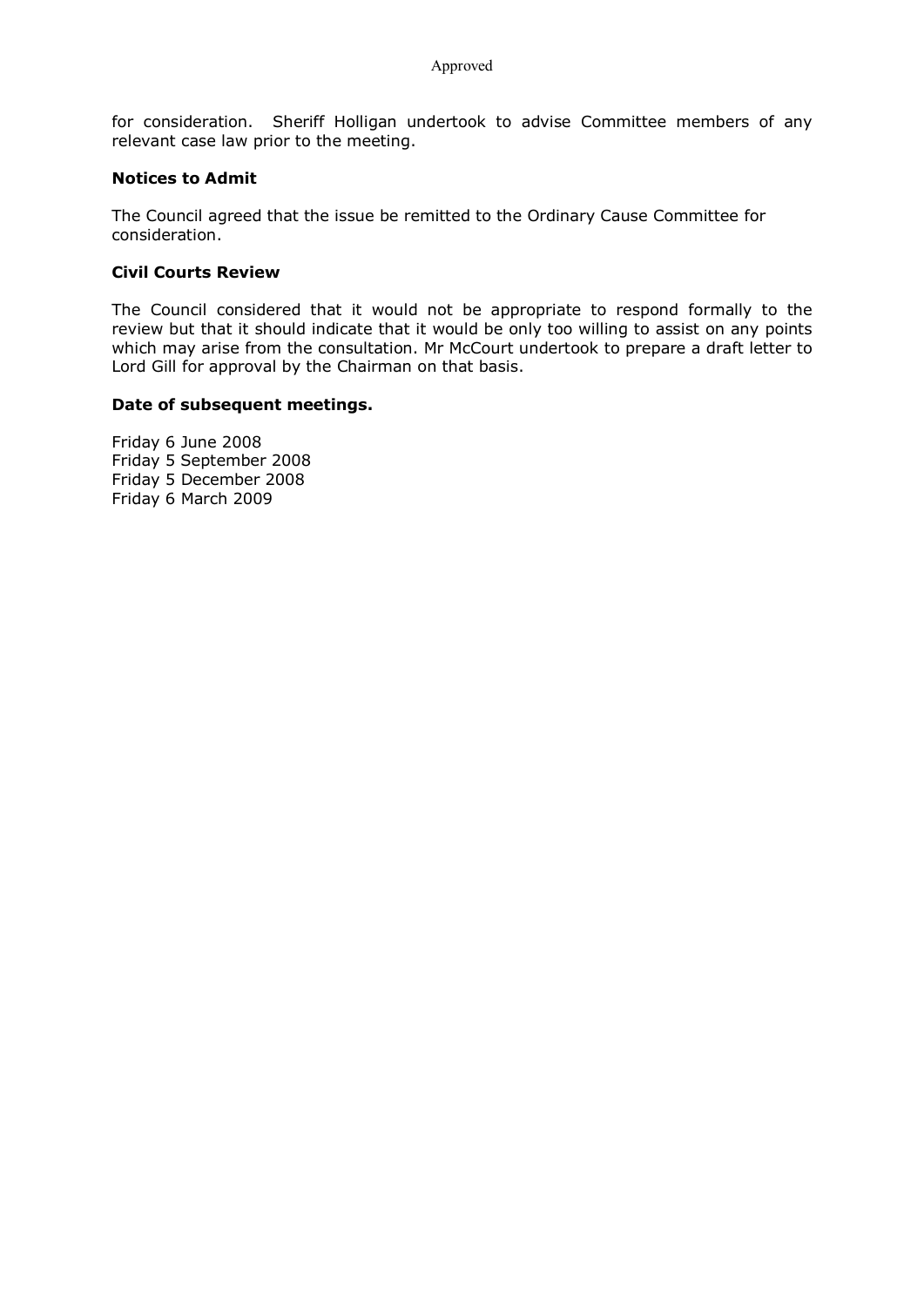for consideration. Sheriff Holligan undertook to advise Committee members of any relevant case law prior to the meeting.

**Notices to Admit**

The Council agreed that the issue be remitted to the Ordinary Cause Committee for consideration.

**Civil Courts Review**

The Council considered that it would not be appropriate to respond formally to the review but that it should indicate that it would be only too willing to assist on any points which may arise from the consultation. Mr McCourt undertook to prepare a draft letter to Lord Gill for approval by the Chairman on that basis.

**Date of subsequent meetings.**

Friday 6 June 2008
Friday 5 September 2008
Friday 5 December 2008
Friday 6 March 2009